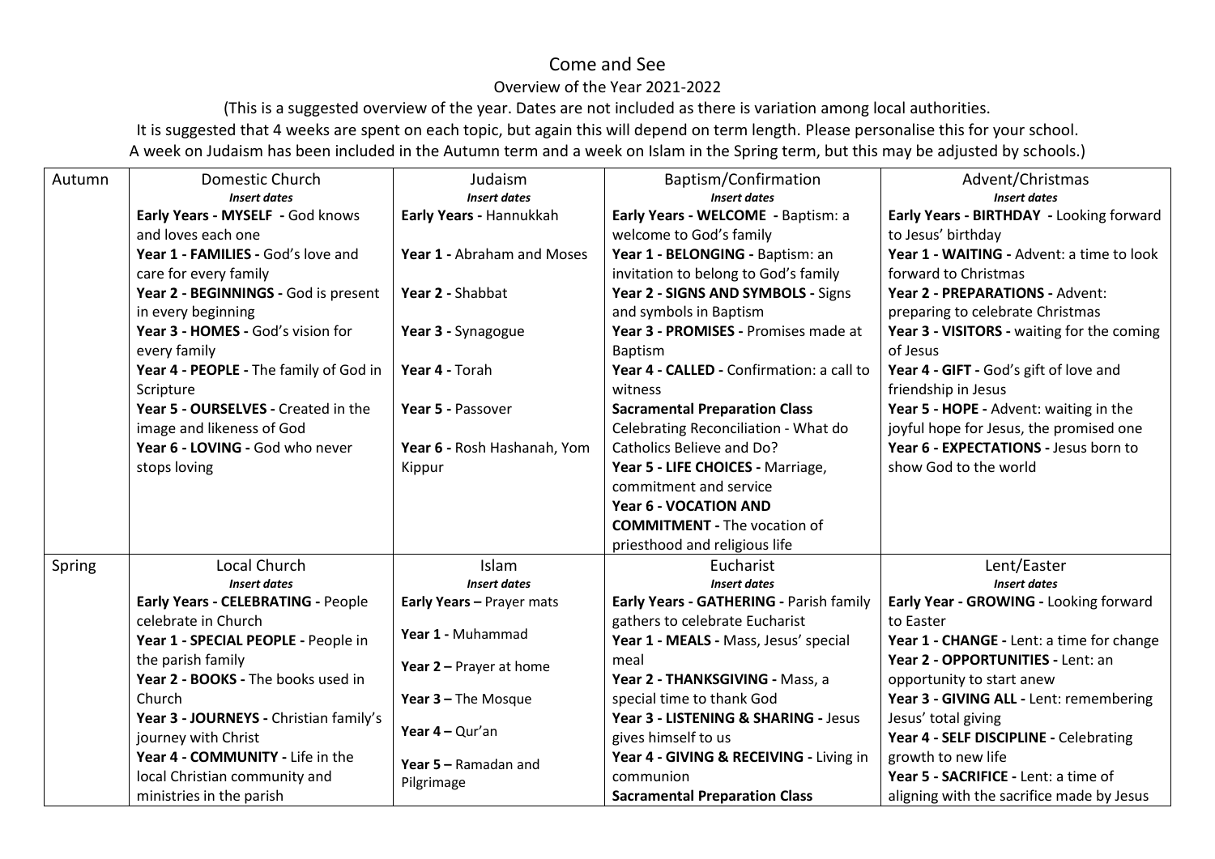# Come and See

## Overview of the Year 2021-2022

(This is a suggested overview of the year. Dates are not included as there is variation among local authorities.
It is suggested that 4 weeks are spent on each topic, but again this will depend on term length. Please personalise this for your school.
A week on Judaism has been included in the Autumn term and a week on Islam in the Spring term, but this may be adjusted by schools.)

| Term | | | | |
|---|---|---|---|---|
| Autumn | Domestic Church<br>*Insert dates*<br>**Early Years - MYSELF -** God knows and loves each one<br>**Year 1 - FAMILIES -** God's love and care for every family<br>**Year 2 - BEGINNINGS -** God is present in every beginning<br>**Year 3 - HOMES -** God's vision for every family<br>**Year 4 - PEOPLE -** The family of God in Scripture<br>**Year 5 - OURSELVES -** Created in the image and likeness of God<br>**Year 6 - LOVING -** God who never stops loving | Judaism<br>*Insert dates*<br>**Early Years -** Hannukkah<br>**Year 1 -** Abraham and Moses<br>**Year 2 -** Shabbat<br>**Year 3 -** Synagogue<br>**Year 4 -** Torah<br>**Year 5 -** Passover<br>**Year 6 -** Rosh Hashanah, Yom Kippur | Baptism/Confirmation<br>*Insert dates*<br>**Early Years - WELCOME -** Baptism: a welcome to God's family<br>**Year 1 - BELONGING -** Baptism: an invitation to belong to God's family<br>**Year 2 - SIGNS AND SYMBOLS -** Signs and symbols in Baptism<br>**Year 3 - PROMISES -** Promises made at Baptism<br>**Year 4 - CALLED -** Confirmation: a call to witness<br>**Sacramental Preparation Class** Celebrating Reconciliation - What do Catholics Believe and Do?<br>**Year 5 - LIFE CHOICES -** Marriage, commitment and service<br>**Year 6 - VOCATION AND COMMITMENT -** The vocation of priesthood and religious life | Advent/Christmas<br>*Insert dates*<br>**Early Years - BIRTHDAY -** Looking forward to Jesus' birthday<br>**Year 1 - WAITING -** Advent: a time to look forward to Christmas<br>**Year 2 - PREPARATIONS -** Advent: preparing to celebrate Christmas<br>**Year 3 - VISITORS -** waiting for the coming of Jesus<br>**Year 4 - GIFT -** God's gift of love and friendship in Jesus<br>**Year 5 - HOPE -** Advent: waiting in the joyful hope for Jesus, the promised one<br>**Year 6 - EXPECTATIONS -** Jesus born to show God to the world |
| Spring | Local Church<br>*Insert dates*<br>**Early Years - CELEBRATING -** People celebrate in Church<br>**Year 1 - SPECIAL PEOPLE -** People in the parish family<br>**Year 2 - BOOKS -** The books used in Church<br>**Year 3 - JOURNEYS -** Christian family's journey with Christ<br>**Year 4 - COMMUNITY -** Life in the local Christian community and ministries in the parish | Islam<br>*Insert dates*<br>**Early Years –** Prayer mats<br>**Year 1 -** Muhammad<br>**Year 2 –** Prayer at home<br>**Year 3 –** The Mosque<br>**Year 4 –** Qur'an<br>**Year 5 –** Ramadan and Pilgrimage | Eucharist<br>*Insert dates*<br>**Early Years - GATHERING -** Parish family gathers to celebrate Eucharist<br>**Year 1 - MEALS -** Mass, Jesus' special meal<br>**Year 2 - THANKSGIVING -** Mass, a special time to thank God<br>**Year 3 - LISTENING & SHARING -** Jesus gives himself to us<br>**Year 4 - GIVING & RECEIVING -** Living in communion<br>**Sacramental Preparation Class** | Lent/Easter<br>*Insert dates*<br>**Early Year - GROWING -** Looking forward to Easter<br>**Year 1 - CHANGE -** Lent: a time for change<br>**Year 2 - OPPORTUNITIES -** Lent: an opportunity to start anew<br>**Year 3 - GIVING ALL -** Lent: remembering Jesus' total giving<br>**Year 4 - SELF DISCIPLINE -** Celebrating growth to new life<br>**Year 5 - SACRIFICE -** Lent: a time of aligning with the sacrifice made by Jesus |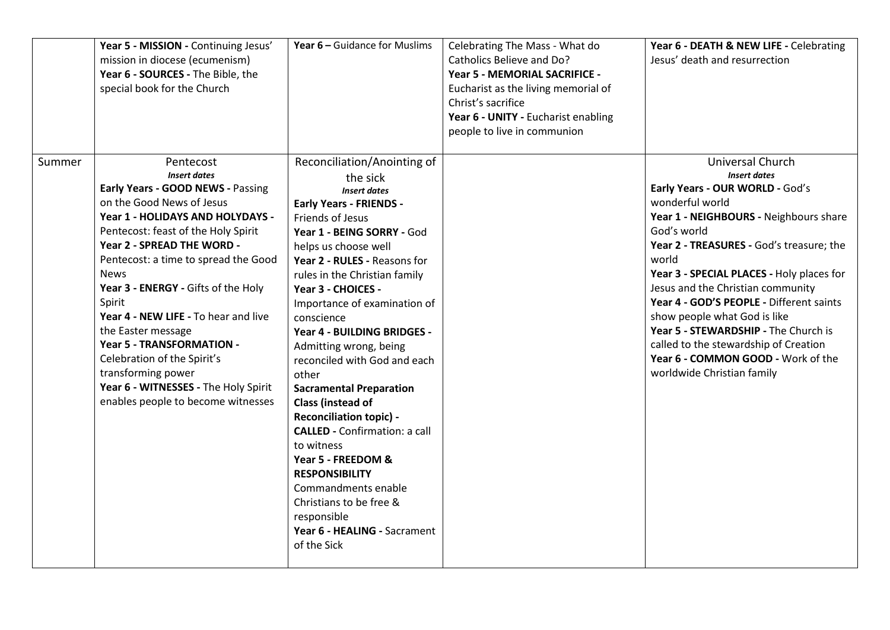| | | | | |
|---|---|---|---|---|
| | **Year 5 - MISSION -** Continuing Jesus' mission in diocese (ecumenism)<br>**Year 6 - SOURCES -** The Bible, the special book for the Church | **Year 6 –** Guidance for Muslims | Celebrating The Mass - What do Catholics Believe and Do?<br>**Year 5 - MEMORIAL SACRIFICE -** Eucharist as the living memorial of Christ's sacrifice<br>**Year 6 - UNITY -** Eucharist enabling people to live in communion | **Year 6 - DEATH & NEW LIFE -** Celebrating Jesus' death and resurrection |
| Summer | Pentecost<br>***Insert dates***<br>**Early Years - GOOD NEWS -** Passing on the Good News of Jesus<br>**Year 1 - HOLIDAYS AND HOLYDAYS -** Pentecost: feast of the Holy Spirit<br>**Year 2 - SPREAD THE WORD -** Pentecost: a time to spread the Good News<br>**Year 3 - ENERGY -** Gifts of the Holy Spirit<br>**Year 4 - NEW LIFE -** To hear and live the Easter message<br>**Year 5 - TRANSFORMATION -** Celebration of the Spirit's transforming power<br>**Year 6 - WITNESSES -** The Holy Spirit enables people to become witnesses | Reconciliation/Anointing of the sick<br>***Insert dates***<br>**Early Years - FRIENDS -** Friends of Jesus<br>**Year 1 - BEING SORRY -** God helps us choose well<br>**Year 2 - RULES -** Reasons for rules in the Christian family<br>**Year 3 - CHOICES -** Importance of examination of conscience<br>**Year 4 - BUILDING BRIDGES -** Admitting wrong, being reconciled with God and each other<br>**Sacramental Preparation Class (instead of Reconciliation topic) - CALLED -** Confirmation: a call to witness<br>**Year 5 - FREEDOM & RESPONSIBILITY** Commandments enable Christians to be free & responsible<br>**Year 6 - HEALING -** Sacrament of the Sick | | Universal Church<br>***Insert dates***<br>**Early Years - OUR WORLD -** God's wonderful world<br>**Year 1 - NEIGHBOURS -** Neighbours share God's world<br>**Year 2 - TREASURES -** God's treasure; the world<br>**Year 3 - SPECIAL PLACES -** Holy places for Jesus and the Christian community<br>**Year 4 - GOD'S PEOPLE -** Different saints show people what God is like<br>**Year 5 - STEWARDSHIP -** The Church is called to the stewardship of Creation<br>**Year 6 - COMMON GOOD -** Work of the worldwide Christian family |